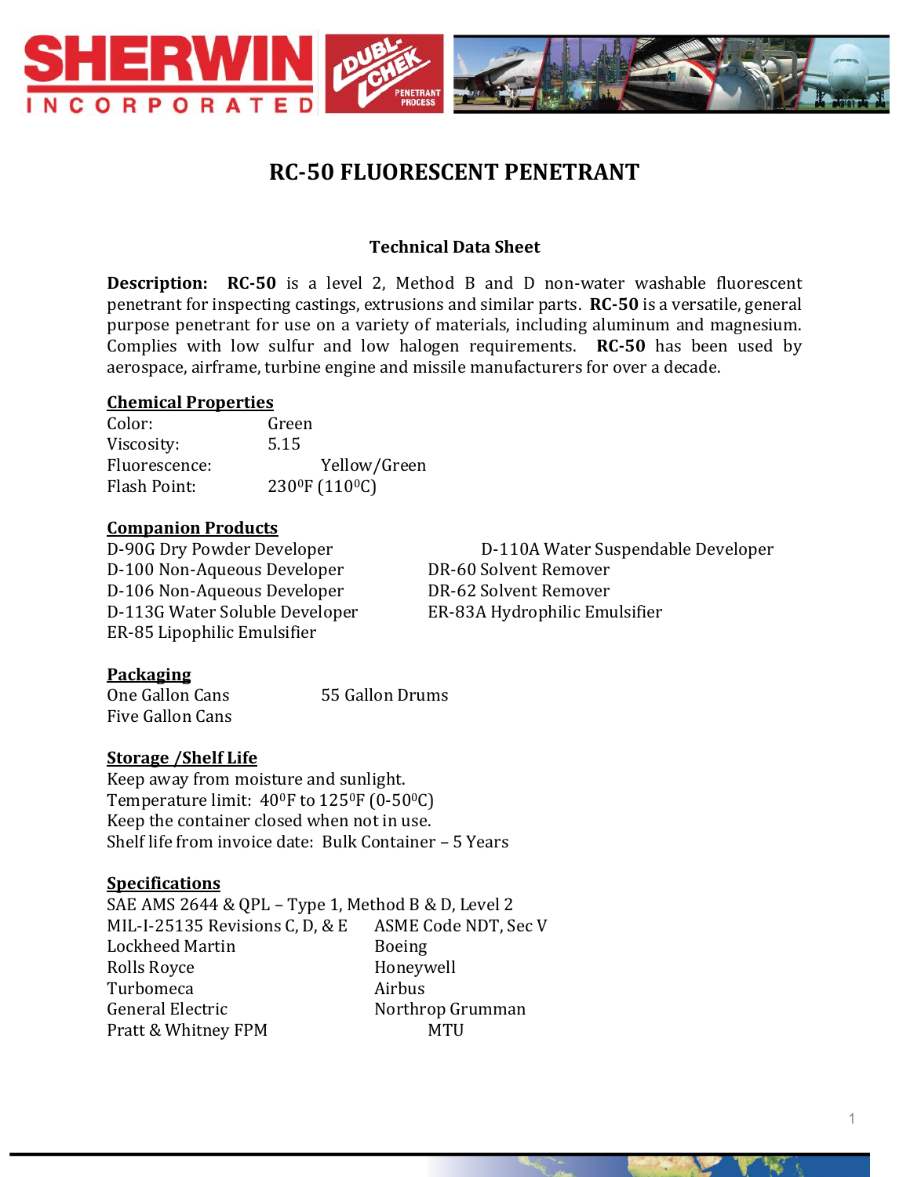# RC-50 FLUORESCENT PENETRANT

### Technical Data Sheet

**Description:** **RC-50** is a level 2, Method B and D non-water washable fluorescent penetrant for inspecting castings, extrusions and similar parts. **RC-50** is a versatile, general purpose penetrant for use on a variety of materials, including aluminum and magnesium. Complies with low sulfur and low halogen requirements. **RC-50** has been used by aerospace, airframe, turbine engine and missile manufacturers for over a decade.

**Chemical Properties**

Color: Green
Viscosity: 5.15
Fluorescence: Yellow/Green
Flash Point: $230^0$F ($110^0$C)

**Companion Products**

D-90G Dry Powder Developer
D-100 Non-Aqueous Developer
D-106 Non-Aqueous Developer
D-113G Water Soluble Developer
ER-85 Lipophilic Emulsifier
D-110A Water Suspendable Developer
DR-60 Solvent Remover
DR-62 Solvent Remover
ER-83A Hydrophilic Emulsifier

**Packaging**

One Gallon Cans
Five Gallon Cans
55 Gallon Drums

**Storage /Shelf Life**

Keep away from moisture and sunlight.
Temperature limit: $40^0$F to $125^0$F ($0$-$50^0$C)
Keep the container closed when not in use.
Shelf life from invoice date: Bulk Container – 5 Years

**Specifications**

SAE AMS 2644 & QPL – Type 1, Method B & D, Level 2
MIL-I-25135 Revisions C, D, & E
ASME Code NDT, Sec V
Lockheed Martin
Boeing
Rolls Royce
Honeywell
Turbomeca
Airbus
General Electric
Northrop Grumman
Pratt & Whitney FPM
MTU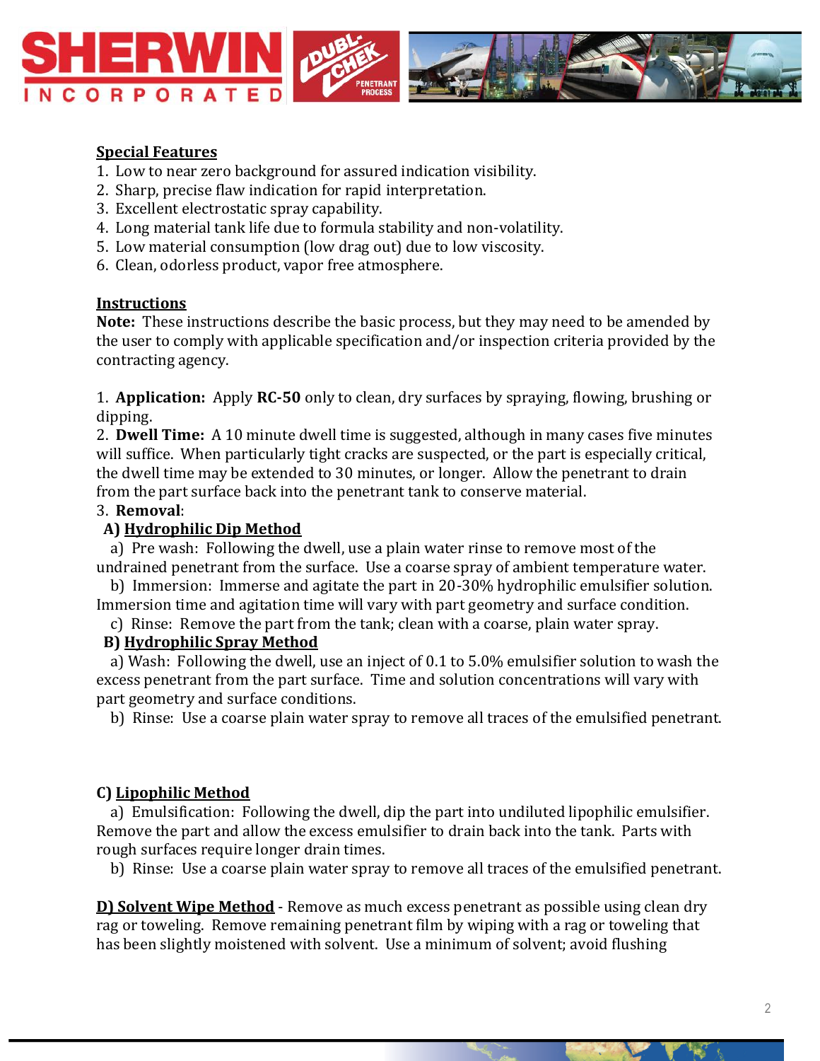**<u>Special Features</u>**

1. Low to near zero background for assured indication visibility.
2. Sharp, precise flaw indication for rapid interpretation.
3. Excellent electrostatic spray capability.
4. Long material tank life due to formula stability and non-volatility.
5. Low material consumption (low drag out) due to low viscosity.
6. Clean, odorless product, vapor free atmosphere.

**<u>Instructions</u>**

**Note:** These instructions describe the basic process, but they may need to be amended by the user to comply with applicable specification and/or inspection criteria provided by the contracting agency.

1. **Application:** Apply **RC-50** only to clean, dry surfaces by spraying, flowing, brushing or dipping.
2. **Dwell Time:** A 10 minute dwell time is suggested, although in many cases five minutes will suffice. When particularly tight cracks are suspected, or the part is especially critical, the dwell time may be extended to 30 minutes, or longer. Allow the penetrant to drain from the part surface back into the penetrant tank to conserve material.
3. **Removal**:

**A) <u>Hydrophilic Dip Method</u>**

a) Pre wash: Following the dwell, use a plain water rinse to remove most of the undrained penetrant from the surface. Use a coarse spray of ambient temperature water.

b) Immersion: Immerse and agitate the part in 20-30% hydrophilic emulsifier solution. Immersion time and agitation time will vary with part geometry and surface condition.

c) Rinse: Remove the part from the tank; clean with a coarse, plain water spray.

**B) <u>Hydrophilic Spray Method</u>**

a) Wash: Following the dwell, use an inject of 0.1 to 5.0% emulsifier solution to wash the excess penetrant from the part surface. Time and solution concentrations will vary with part geometry and surface conditions.

b) Rinse: Use a coarse plain water spray to remove all traces of the emulsified penetrant.

**C) <u>Lipophilic Method</u>**

a) Emulsification: Following the dwell, dip the part into undiluted lipophilic emulsifier. Remove the part and allow the excess emulsifier to drain back into the tank. Parts with rough surfaces require longer drain times.

b) Rinse: Use a coarse plain water spray to remove all traces of the emulsified penetrant.

**<u>D) Solvent Wipe Method</u>** - Remove as much excess penetrant as possible using clean dry rag or toweling. Remove remaining penetrant film by wiping with a rag or toweling that has been slightly moistened with solvent. Use a minimum of solvent; avoid flushing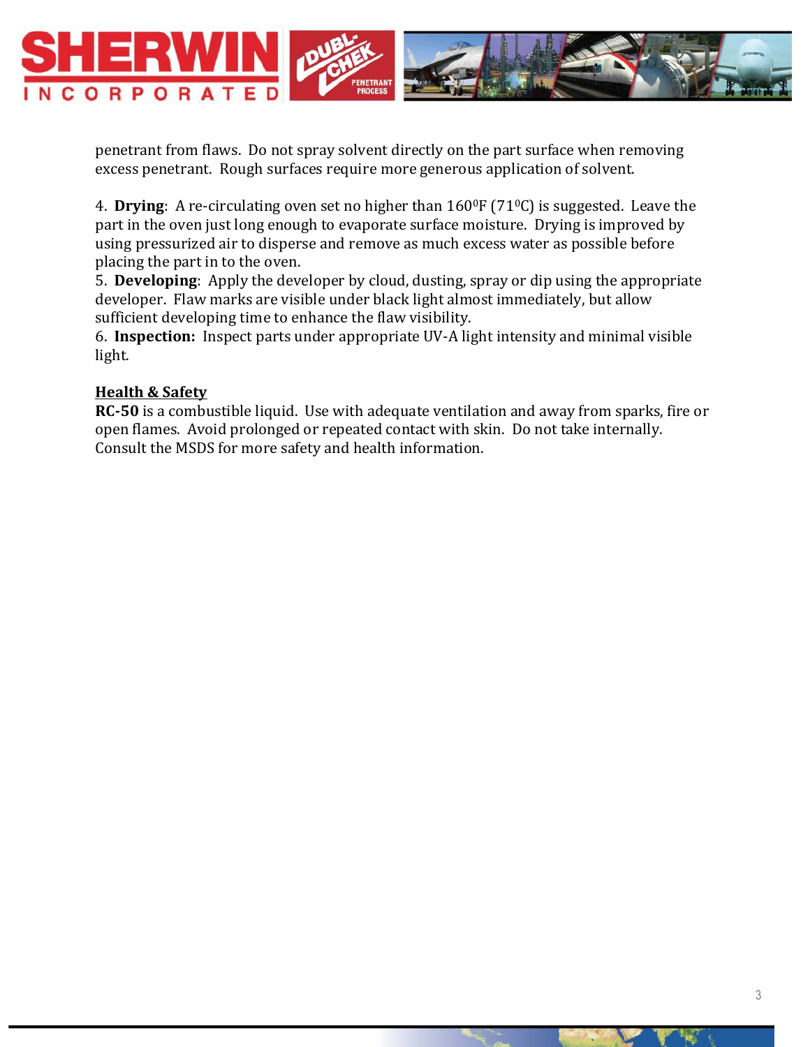penetrant from flaws. Do not spray solvent directly on the part surface when removing excess penetrant. Rough surfaces require more generous application of solvent.

4. **Drying**: A re-circulating oven set no higher than 160$^0$F (71$^0$C) is suggested. Leave the part in the oven just long enough to evaporate surface moisture. Drying is improved by using pressurized air to disperse and remove as much excess water as possible before placing the part in to the oven.
5. **Developing**: Apply the developer by cloud, dusting, spray or dip using the appropriate developer. Flaw marks are visible under black light almost immediately, but allow sufficient developing time to enhance the flaw visibility.
6. **Inspection:** Inspect parts under appropriate UV-A light intensity and minimal visible light.

**Health & Safety**

**RC-50** is a combustible liquid. Use with adequate ventilation and away from sparks, fire or open flames. Avoid prolonged or repeated contact with skin. Do not take internally. Consult the MSDS for more safety and health information.